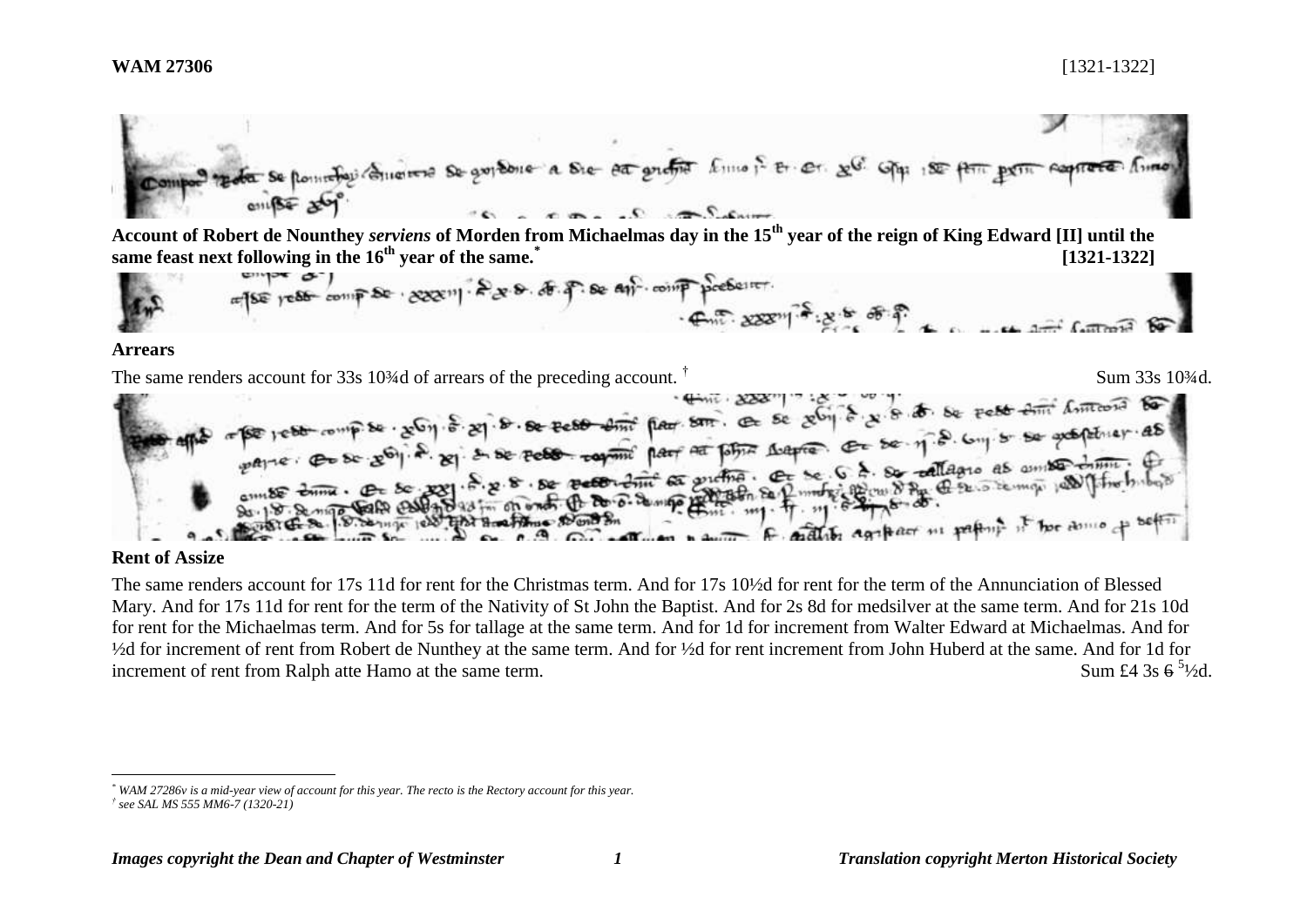**WAM 27306** [1321-1322]

**Account of Robert de Nounthey *serviens* of Morden from Michaelmas day in the 15th year of the reign of King Edward [II] until the same feast next following in the 16th year of the same.[*]** **[1321-1322]**

**Arrears**

The same renders account for 33s 10¾d of arrears of the preceding account. [†] Sum 33s 10¾d.

**Rent of Assize**

The same renders account for 17s 11d for rent for the Christmas term. And for 17s 10½d for rent for the term of the Annunciation of Blessed Mary. And for 17s 11d for rent for the term of the Nativity of St John the Baptist. And for 2s 8d for medsilver at the same term. And for 21s 10d for rent for the Michaelmas term. And for 5s for tallage at the same term. And for 1d for increment from Walter Edward at Michaelmas. And for ½d for increment of rent from Robert de Nunthey at the same term. And for ½d for rent increment from John Huberd at the same. And for 1d for increment of rent from Ralph atte Hamo at the same term. Sum £4 3s ~~6~~ 5½d.

---

[*] *WAM 27286v is a mid-year view of account for this year. The recto is the Rectory account for this year.*

[†] *see SAL MS 555 MM6-7 (1320-21)*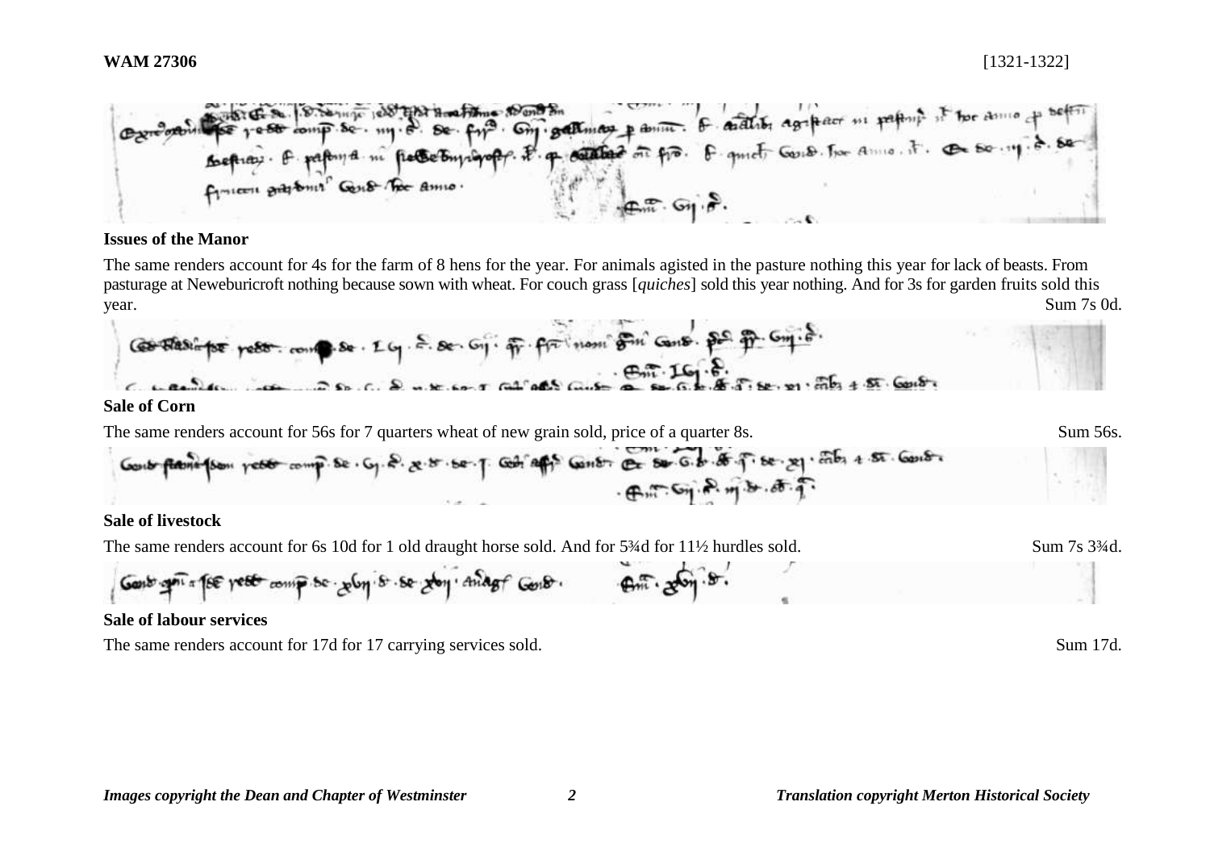**Issues of the Manor**

The same renders account for 4s for the farm of 8 hens for the year. For animals agisted in the pasture nothing this year for lack of beasts. From pasturage at Neweburicroft nothing because sown with wheat. For couch grass [*quiches*] sold this year nothing. And for 3s for garden fruits sold this year. Sum 7s 0d.

**Sale of Corn**

The same renders account for 56s for 7 quarters wheat of new grain sold, price of a quarter 8s. Sum 56s.

**Sale of livestock**

The same renders account for 6s 10d for 1 old draught horse sold. And for 5¾d for 11½ hurdles sold. Sum 7s 3¾d.

**Sale of labour services**

The same renders account for 17d for 17 carrying services sold. Sum 17d.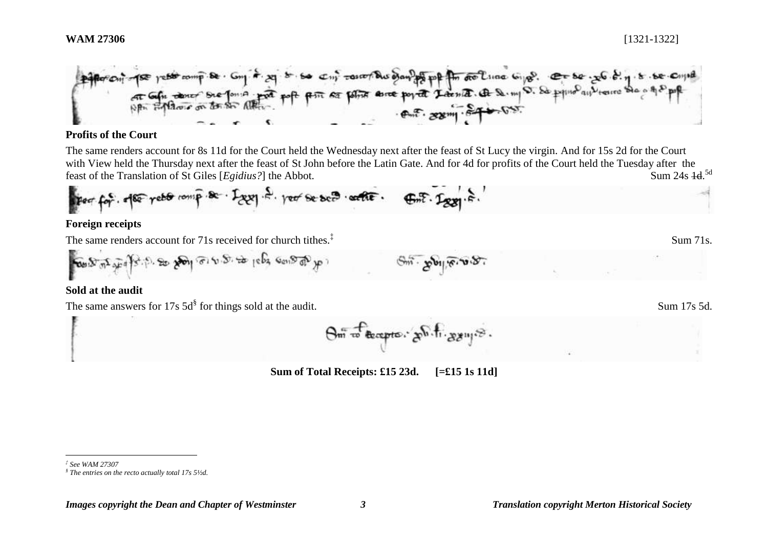## Profits of the Court

The same renders account for 8s 11d for the Court held the Wednesday next after the feast of St Lucy the virgin. And for 15s 2d for the Court with View held the Thursday next after the feast of St John before the Latin Gate. And for 4d for profits of the Court held the Tuesday after the feast of the Translation of St Giles [*Egidius?*] the Abbot. Sum 24s ~~1d~~.[5d]

## Foreign receipts

The same renders account for 71s received for church tithes.[‡] Sum 71s.

## Sold at the audit

The same answers for 17s 5d[§] for things sold at the audit. Sum 17s 5d.

**Sum of Total Receipts: £15 23d. [=£15 1s 11d]**

---

[‡] *See WAM 27307*

[§] *The entries on the recto actually total 17s 5½d.*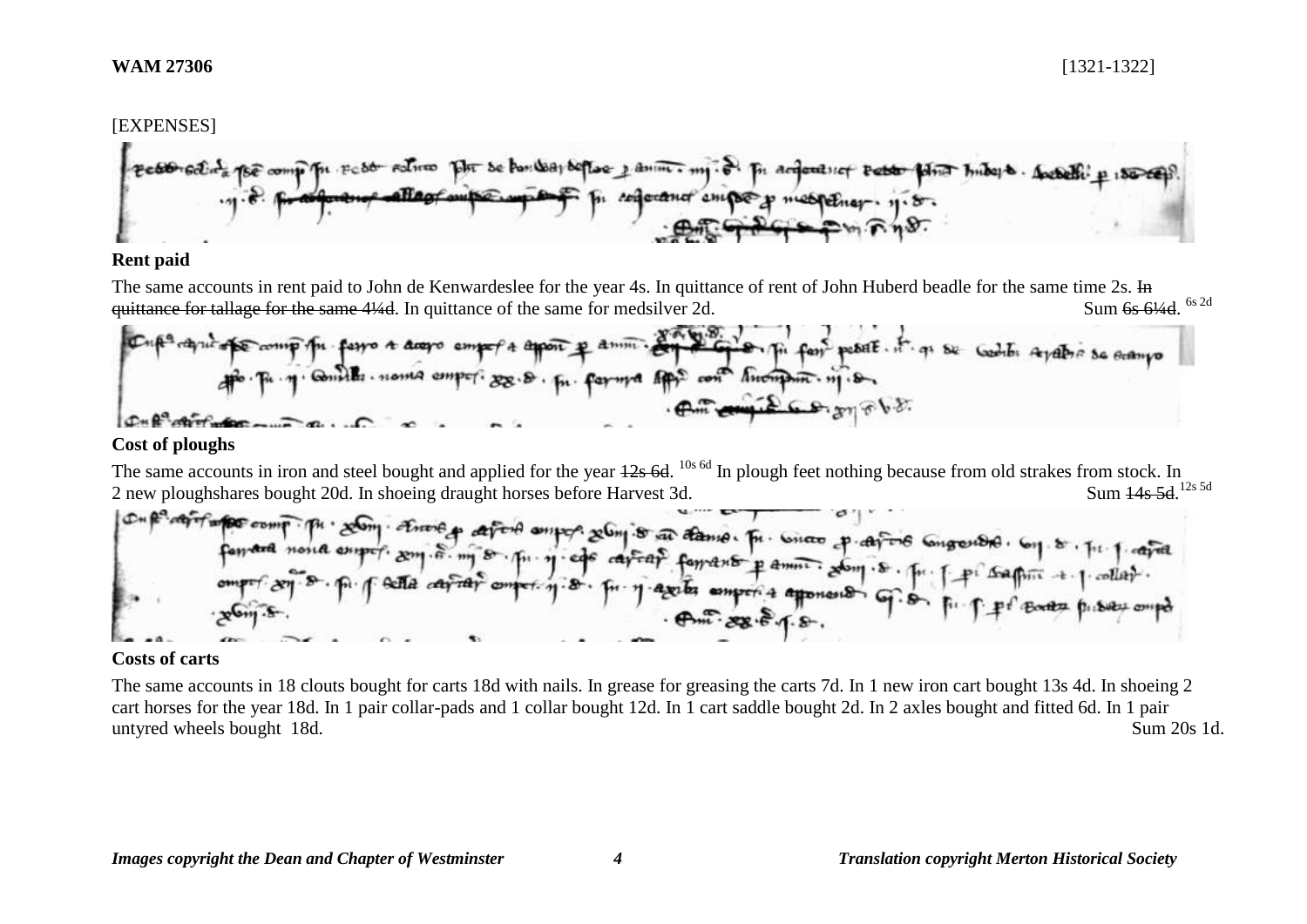**WAM 27306** [1321-1322]

[EXPENSES]

**Rent paid**

The same accounts in rent paid to John de Kenwardeslee for the year 4s. In quittance of rent of John Huberd beadle for the same time 2s. ~~In quittance for tallage for the same 4¼d~~. In quittance of the same for medsilver 2d. Sum ~~6s 6¼d~~. [6s 2d]

**Cost of ploughs**

The same accounts in iron and steel bought and applied for the year ~~12s 6d~~. [10s 6d] In plough feet nothing because from old strakes from stock. In 2 new ploughshares bought 20d. In shoeing draught horses before Harvest 3d. Sum ~~14s 5d~~. [12s 5d]

**Costs of carts**

The same accounts in 18 clouts bought for carts 18d with nails. In grease for greasing the carts 7d. In 1 new iron cart bought 13s 4d. In shoeing 2 cart horses for the year 18d. In 1 pair collar-pads and 1 collar bought 12d. In 1 cart saddle bought 2d. In 2 axles bought and fitted 6d. In 1 pair untyred wheels bought 18d. Sum 20s 1d.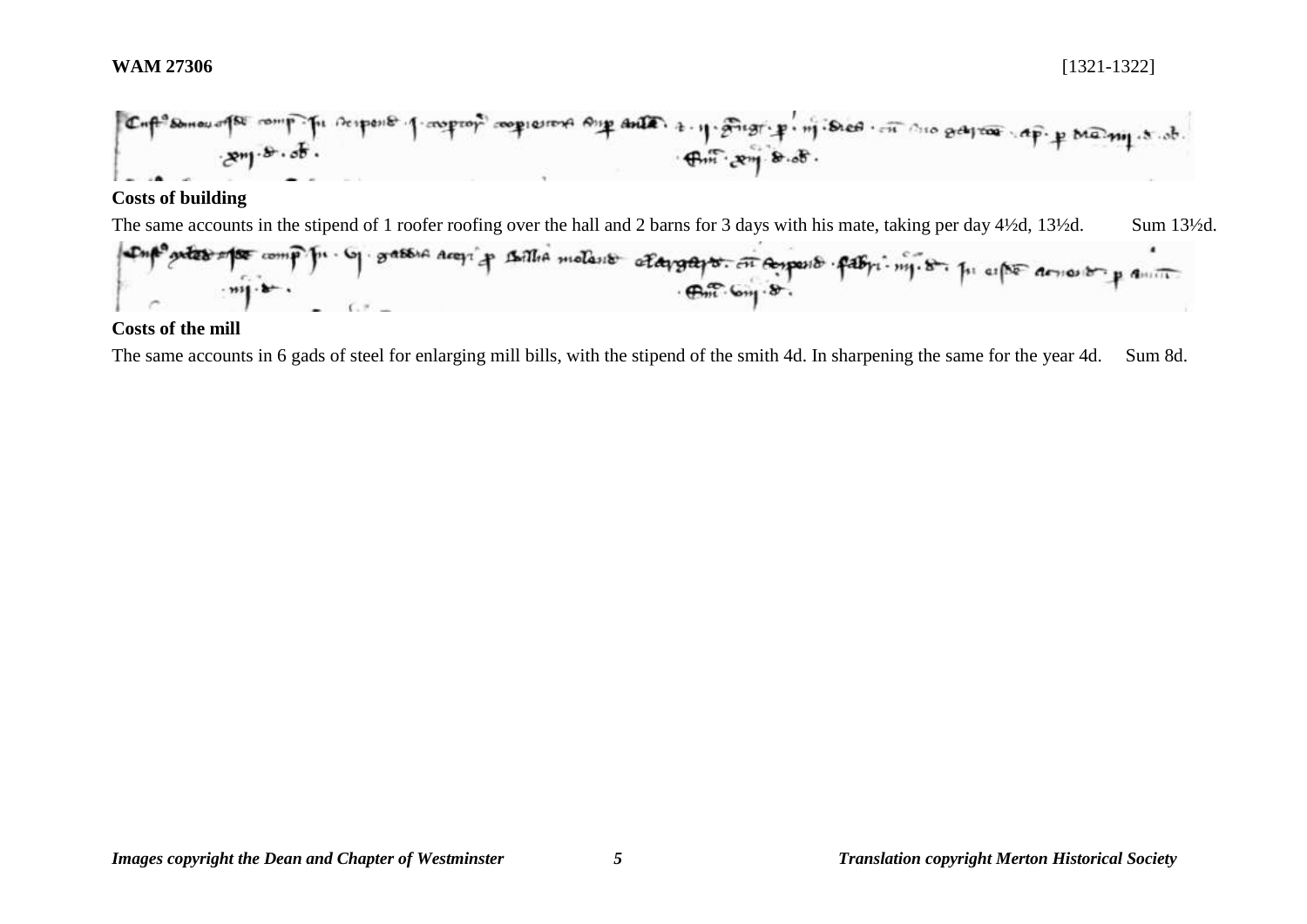**WAM 27306** [1321-1322]

**Costs of building**

The same accounts in the stipend of 1 roofer roofing over the hall and 2 barns for 3 days with his mate, taking per day 4½d, 13½d. Sum 13½d.

**Costs of the mill**

The same accounts in 6 gads of steel for enlarging mill bills, with the stipend of the smith 4d. In sharpening the same for the year 4d. Sum 8d.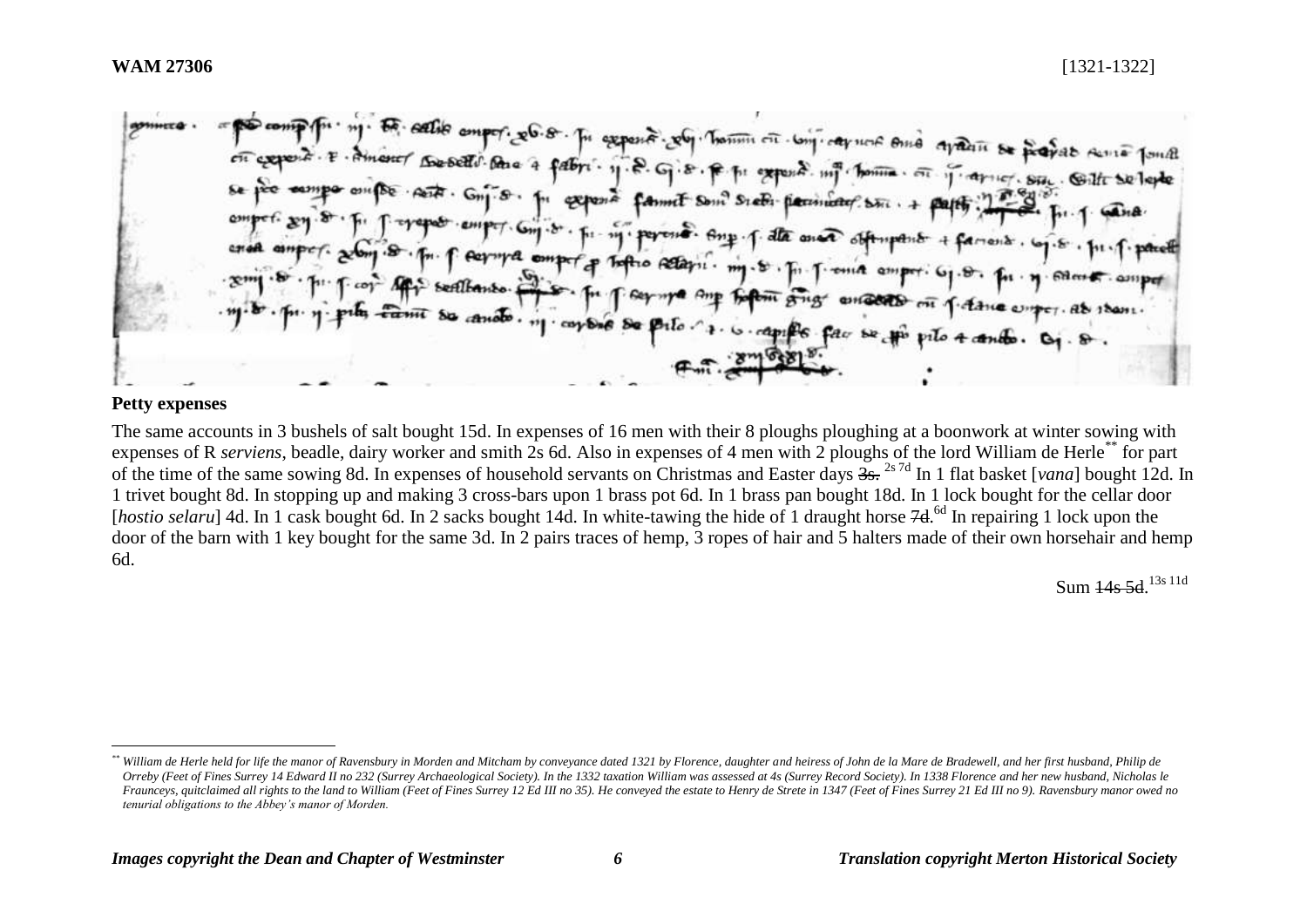**WAM 27306** [1321-1322]

**Petty expenses**

The same accounts in 3 bushels of salt bought 15d. In expenses of 16 men with their 8 ploughs ploughing at a boonwork at winter sowing with expenses of R *serviens*, beadle, dairy worker and smith 2s 6d. Also in expenses of 4 men with 2 ploughs of the lord William de Herle[**] for part of the time of the same sowing 8d. In expenses of household servants on Christmas and Easter days ~~3s.~~ [2s 7d] In 1 flat basket [*vana*] bought 12d. In 1 trivet bought 8d. In stopping up and making 3 cross-bars upon 1 brass pot 6d. In 1 brass pan bought 18d. In 1 lock bought for the cellar door [*hostio selaru*] 4d. In 1 cask bought 6d. In 2 sacks bought 14d. In white-tawing the hide of 1 draught horse ~~7d.~~ [6d] In repairing 1 lock upon the door of the barn with 1 key bought for the same 3d. In 2 pairs traces of hemp, 3 ropes of hair and 5 halters made of their own horsehair and hemp 6d.

Sum ~~14s 5d.~~ [13s 11d]

---

[**] *William de Herle held for life the manor of Ravensbury in Morden and Mitcham by conveyance dated 1321 by Florence, daughter and heiress of John de la Mare de Bradewell, and her first husband, Philip de Orreby (Feet of Fines Surrey 14 Edward II no 232 (Surrey Archaeological Society). In the 1332 taxation William was assessed at 4s (Surrey Record Society). In 1338 Florence and her new husband, Nicholas le Fraunceys, quitclaimed all rights to the land to William (Feet of Fines Surrey 12 Ed III no 35). He conveyed the estate to Henry de Strete in 1347 (Feet of Fines Surrey 21 Ed III no 9). Ravensbury manor owed no tenurial obligations to the Abbey's manor of Morden.*

*Images copyright the Dean and Chapter of Westminster* *Translation copyright Merton Historical Society*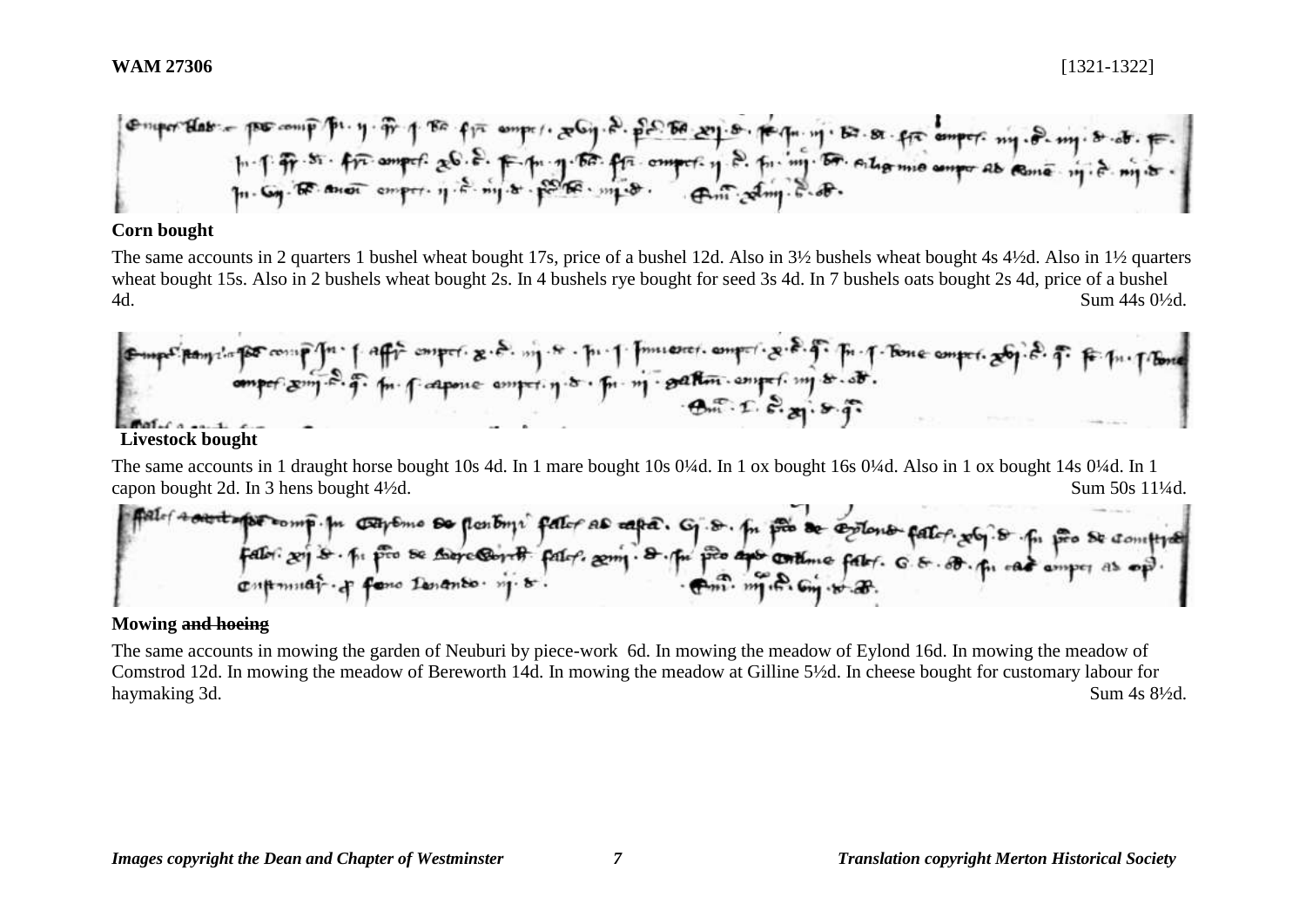**WAM 27306** [1321-1322]

**Corn bought**

The same accounts in 2 quarters 1 bushel wheat bought 17s, price of a bushel 12d. Also in 3½ bushels wheat bought 4s 4½d. Also in 1½ quarters wheat bought 15s. Also in 2 bushels wheat bought 2s. In 4 bushels rye bought for seed 3s 4d. In 7 bushels oats bought 2s 4d, price of a bushel 4d. Sum 44s 0½d.

**Livestock bought**

The same accounts in 1 draught horse bought 10s 4d. In 1 mare bought 10s 0¼d. In 1 ox bought 16s 0¼d. Also in 1 ox bought 14s 0¼d. In 1 capon bought 2d. In 3 hens bought 4½d. Sum 50s 11¼d.

**Mowing ~~and hoeing~~**

The same accounts in mowing the garden of Neuburi by piece-work 6d. In mowing the meadow of Eylond 16d. In mowing the meadow of Comstrod 12d. In mowing the meadow of Bereworth 14d. In mowing the meadow at Gilline 5½d. In cheese bought for customary labour for haymaking 3d. Sum 4s 8½d.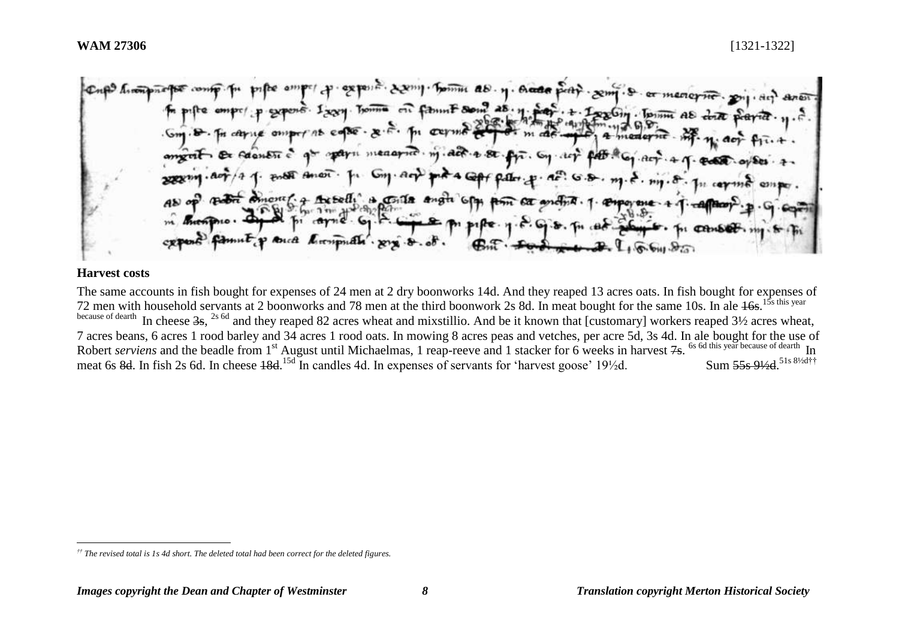**WAM 27306** [1321-1322]

## Harvest costs

The same accounts in fish bought for expenses of 24 men at 2 dry boonworks 14d. And they reaped 13 acres oats. In fish bought for expenses of 72 men with household servants at 2 boonworks and 78 men at the third boonwork 2s 8d. In meat bought for the same 10s. In ale ~~16s~~.[15s this year because of dearth] In cheese ~~3s~~, [2s 6d] and they reaped 82 acres wheat and mixstillio. And be it known that [customary] workers reaped 3½ acres wheat, 7 acres beans, 6 acres 1 rood barley and 34 acres 1 rood oats. In mowing 8 acres peas and vetches, per acre 5d, 3s 4d. In ale bought for the use of Robert *serviens* and the beadle from 1st August until Michaelmas, 1 reap-reeve and 1 stacker for 6 weeks in harvest ~~7s~~. [6s 6d this year because of dearth] In meat 6s ~~8d~~. In fish 2s 6d. In cheese ~~18d~~.[15d] In candles 4d. In expenses of servants for 'harvest goose' 19½d. Sum ~~55s 9½d~~.[51s 8½d††]

†† The revised total is 1s 4d short. The deleted total had been correct for the deleted figures.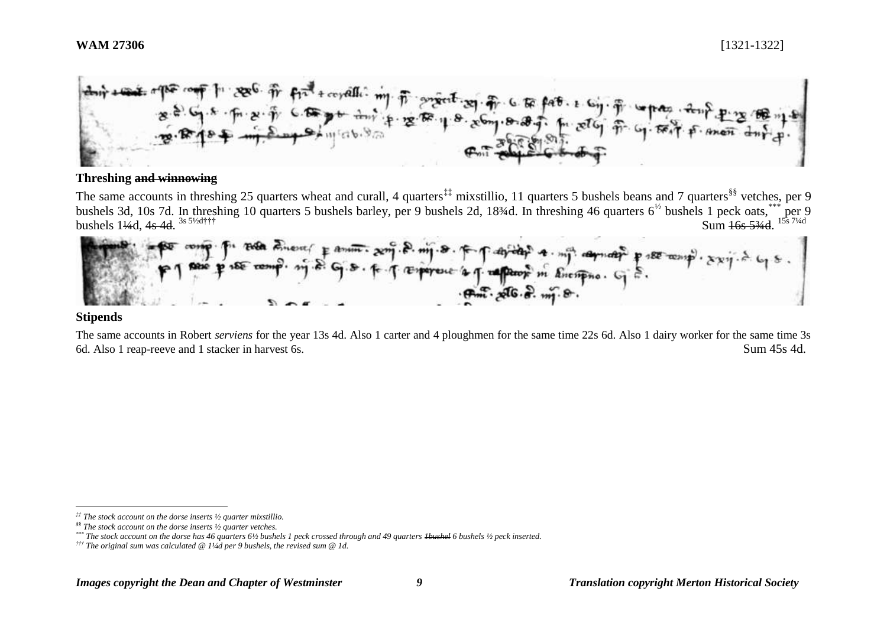**Threshing ~~and winnowing~~**

The same accounts in threshing 25 quarters wheat and curall, 4 quarters[‡‡] mixstillio, 11 quarters 5 bushels beans and 7 quarters[§§] vetches, per 9 bushels 3d, 10s 7d. In threshing 10 quarters 5 bushels barley, per 9 bushels 2d, 18¾d. In threshing 46 quarters 6½ bushels 1 peck oats,[***] per 9 bushels 1¼d, ~~4s 4d~~. 3s 5½d[†††] Sum ~~16s 5¾d~~. 15s 7¼d

**Stipends**

The same accounts in Robert *serviens* for the year 13s 4d. Also 1 carter and 4 ploughmen for the same time 22s 6d. Also 1 dairy worker for the same time 3s 6d. Also 1 reap-reeve and 1 stacker in harvest 6s. Sum 45s 4d.

---

[‡‡] *The stock account on the dorse inserts ½ quarter mixstillio.*

[§§] *The stock account on the dorse inserts ½ quarter vetches.*

[***] *The stock account on the dorse has 46 quarters 6½ bushels 1 peck crossed through and 49 quarters ~~1bushel~~ 6 bushels ½ peck inserted.*

[†††] *The original sum was calculated @ 1¼d per 9 bushels, the revised sum @ 1d.*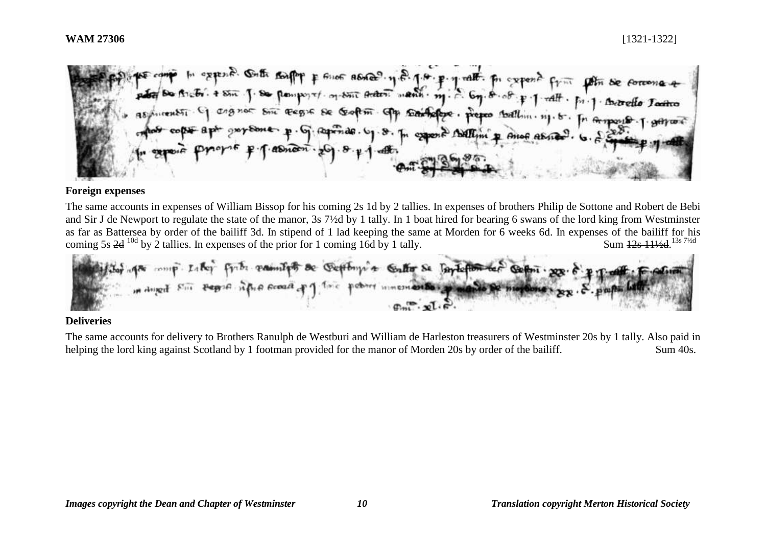**WAM 27306** [1321-1322]

**Foreign expenses**

The same accounts in expenses of William Bissop for his coming 2s 1d by 2 tallies. In expenses of brothers Philip de Sottone and Robert de Bebi and Sir J de Newport to regulate the state of the manor, 3s 7½d by 1 tally. In 1 boat hired for bearing 6 swans of the lord king from Westminster as far as Battersea by order of the bailiff 3d. In stipend of 1 lad keeping the same at Morden for 6 weeks 6d. In expenses of the bailiff for his coming 5s ~~2d~~ [10d] by 2 tallies. In expenses of the prior for 1 coming 16d by 1 tally. Sum ~~12s 11½d~~. [13s 7½d]

**Deliveries**

The same accounts for delivery to Brothers Ranulph de Westburi and William de Harleston treasurers of Westminster 20s by 1 tally. Also paid in helping the lord king against Scotland by 1 footman provided for the manor of Morden 20s by order of the bailiff. Sum 40s.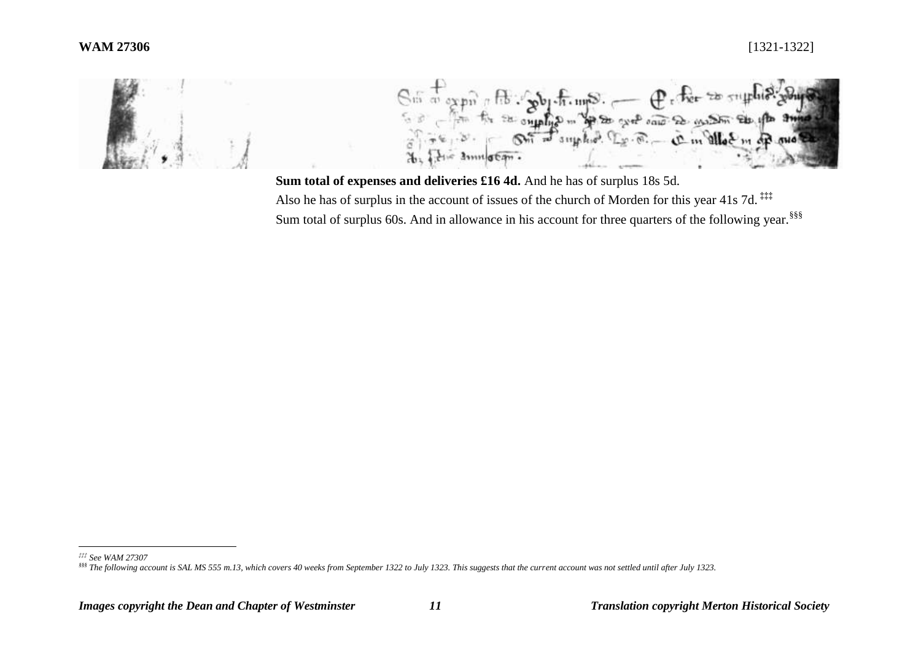**Sum total of expenses and deliveries £16 4d.** And he has of surplus 18s 5d.

Also he has of surplus in the account of issues of the church of Morden for this year 41s 7d.[‡‡‡]

Sum total of surplus 60s. And in allowance in his account for three quarters of the following year.[§§§]

---

[‡‡‡] *See WAM 27307*

[§§§] *The following account is SAL MS 555 m.13, which covers 40 weeks from September 1322 to July 1323. This suggests that the current account was not settled until after July 1323.*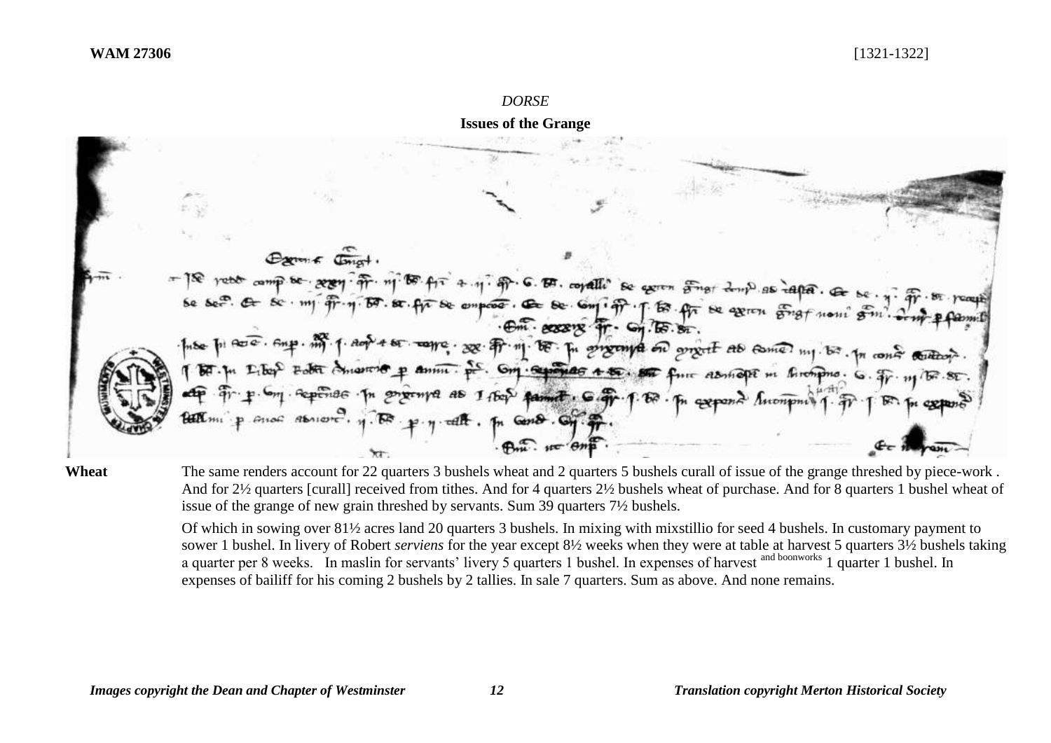**WAM 27306** [1321-1322]

*DORSE*

**Issues of the Grange**

**Wheat** The same renders account for 22 quarters 3 bushels wheat and 2 quarters 5 bushels curall of issue of the grange threshed by piece-work . And for 2½ quarters [curall] received from tithes. And for 4 quarters 2½ bushels wheat of purchase. And for 8 quarters 1 bushel wheat of issue of the grange of new grain threshed by servants. Sum 39 quarters 7½ bushels.

Of which in sowing over 81½ acres land 20 quarters 3 bushels. In mixing with mixstillio for seed 4 bushels. In customary payment to sower 1 bushel. In livery of Robert *serviens* for the year except 8½ weeks when they were at table at harvest 5 quarters 3½ bushels taking a quarter per 8 weeks. In maslin for servants' livery 5 quarters 1 bushel. In expenses of harvest and boonworks 1 quarter 1 bushel. In expenses of bailiff for his coming 2 bushels by 2 tallies. In sale 7 quarters. Sum as above. And none remains.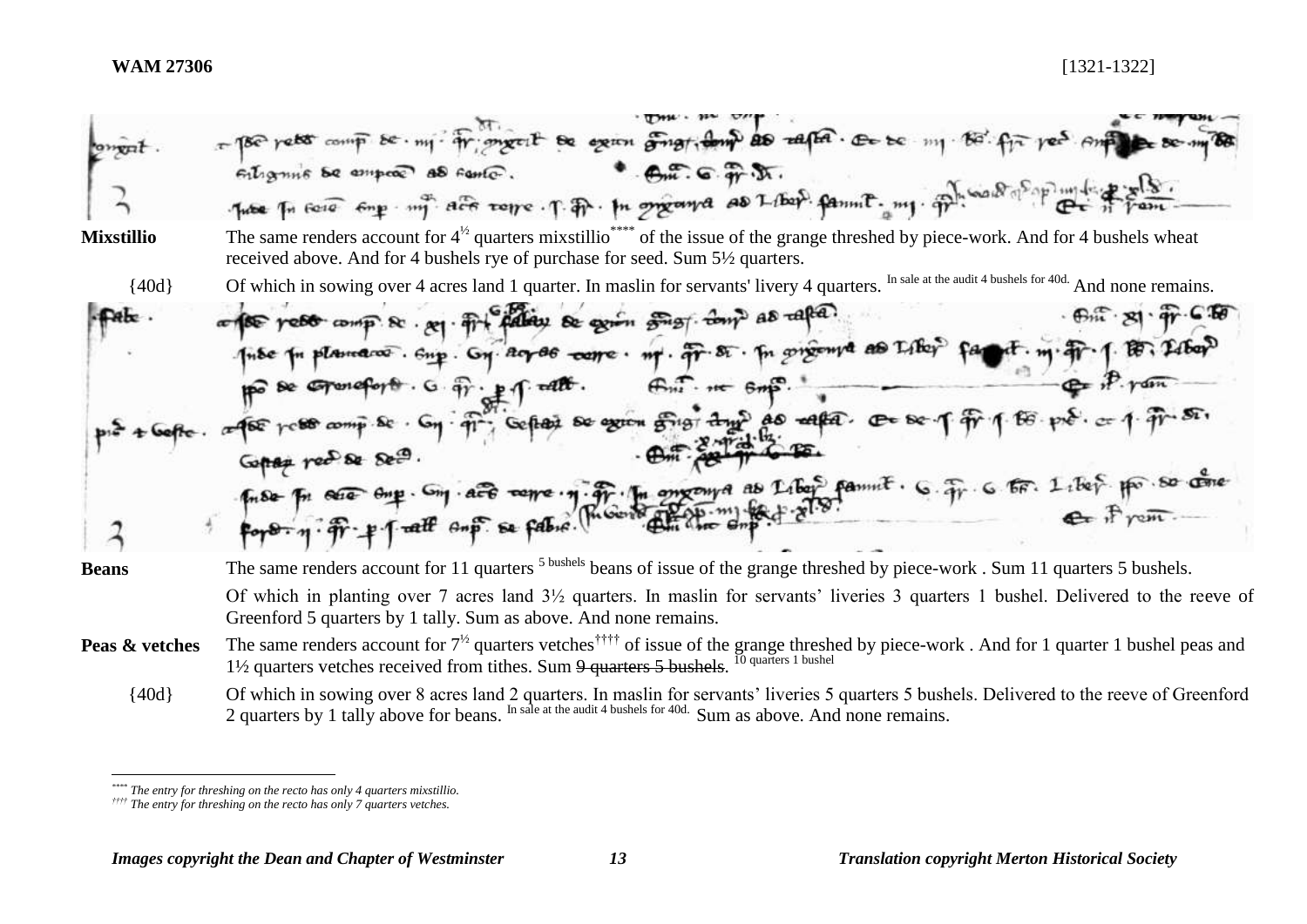**WAM 27306** [1321-1322]

**Mixstillio** The same renders account for 4½ quarters mixstillio[****] of the issue of the grange threshed by piece-work. And for 4 bushels wheat received above. And for 4 bushels rye of purchase for seed. Sum 5½ quarters.

{40d} Of which in sowing over 4 acres land 1 quarter. In maslin for servants' livery 4 quarters. In sale at the audit 4 bushels for 40d. And none remains.

**Beans** The same renders account for 11 quarters 5 bushels beans of issue of the grange threshed by piece-work . Sum 11 quarters 5 bushels.

Of which in planting over 7 acres land 3½ quarters. In maslin for servants' liveries 3 quarters 1 bushel. Delivered to the reeve of Greenford 5 quarters by 1 tally. Sum as above. And none remains.

**Peas & vetches** The same renders account for 7½ quarters vetches[††††] of issue of the grange threshed by piece-work . And for 1 quarter 1 bushel peas and 1½ quarters vetches received from tithes. Sum ~~9 quarters 5 bushels~~. 10 quarters 1 bushel

{40d} Of which in sowing over 8 acres land 2 quarters. In maslin for servants' liveries 5 quarters 5 bushels. Delivered to the reeve of Greenford 2 quarters by 1 tally above for beans. In sale at the audit 4 bushels for 40d. Sum as above. And none remains.

---

[****] *The entry for threshing on the recto has only 4 quarters mixstillio.*

[††††] *The entry for threshing on the recto has only 7 quarters vetches.*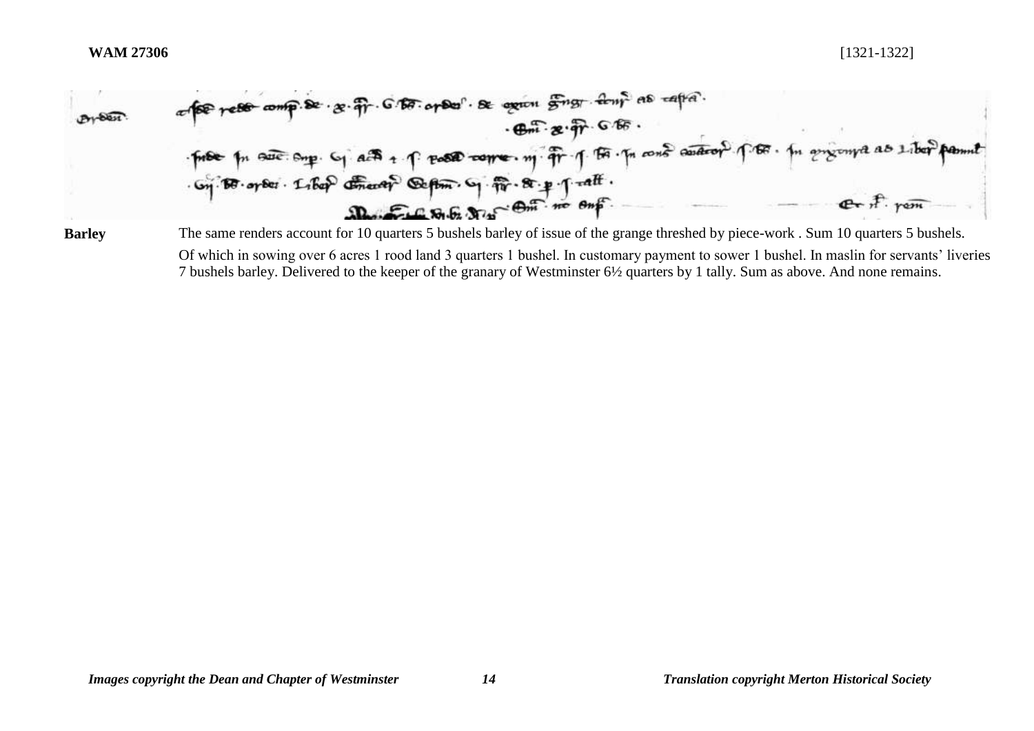**WAM 27306** [1321-1322]

**Barley** The same renders account for 10 quarters 5 bushels barley of issue of the grange threshed by piece-work . Sum 10 quarters 5 bushels.

Of which in sowing over 6 acres 1 rood land 3 quarters 1 bushel. In customary payment to sower 1 bushel. In maslin for servants' liveries 7 bushels barley. Delivered to the keeper of the granary of Westminster 6½ quarters by 1 tally. Sum as above. And none remains.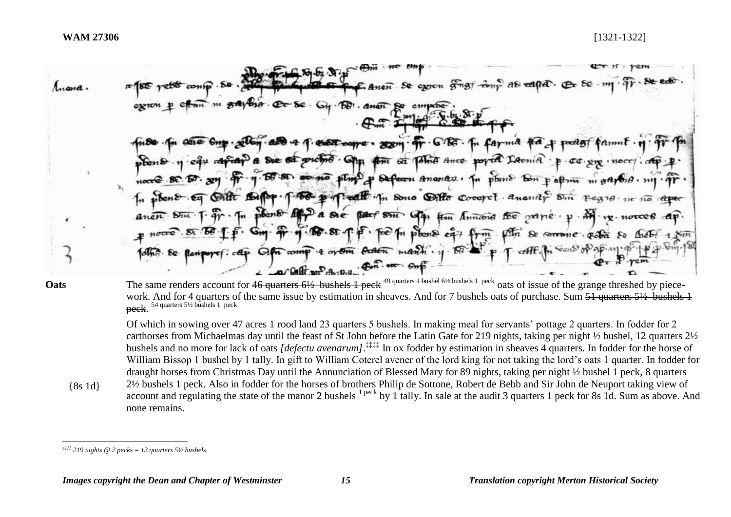**WAM 27306** [1321-1322]

**Oats** The same renders account for ~~46 quarters 6½ bushels 1 peck~~ 49 quarters ~~1 bushel~~ 6½ bushels 1 peck oats of issue of the grange threshed by piece-work. And for 4 quarters of the same issue by estimation in sheaves. And for 7 bushels oats of purchase. Sum ~~51 quarters 5½ bushels 1 peck~~. 54 quarters 5½ bushels 1 peck

Of which in sowing over 47 acres 1 rood land 23 quarters 5 bushels. In making meal for servants' pottage 2 quarters. In fodder for 2 carthorses from Michaelmas day until the feast of St John before the Latin Gate for 219 nights, taking per night ½ bushel, 12 quarters 2½ bushels and no more for lack of oats *[defectu avenarum]*.‡‡‡‡ In ox fodder by estimation in sheaves 4 quarters. In fodder for the horse of William Bissop 1 bushel by 1 tally. In gift to William Coterel avener of the lord king for not taking the lord's oats 1 quarter. In fodder for draught horses from Christmas Day until the Annunciation of Blessed Mary for 89 nights, taking per night ½ bushel 1 peck, 8 quarters 2½ bushels 1 peck. Also in fodder for the horses of brothers Philip de Sottone, Robert de Bebb and Sir John de Neuport taking view of account and regulating the state of the manor 2 bushels 1 peck by 1 tally. In sale at the audit 3 quarters 1 peck for 8s 1d. Sum as above. And none remains.

{8s 1d}

‡‡‡‡ *219 nights @ 2 pecks = 13 quarters 5½ bushels.*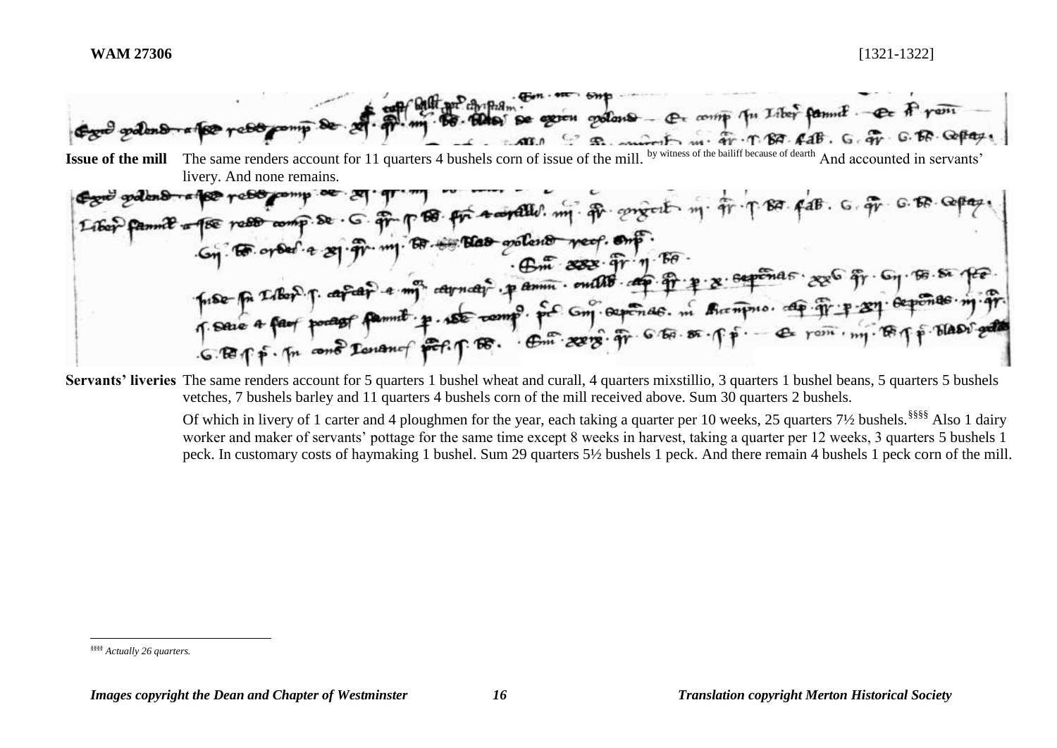**WAM 27306** [1321-1322]

**Issue of the mill** The same renders account for 11 quarters 4 bushels corn of issue of the mill. by witness of the bailiff because of dearth And accounted in servants' livery. And none remains.

**Servants' liveries** The same renders account for 5 quarters 1 bushel wheat and curall, 4 quarters mixstillio, 3 quarters 1 bushel beans, 5 quarters 5 bushels vetches, 7 bushels barley and 11 quarters 4 bushels corn of the mill received above. Sum 30 quarters 2 bushels.

Of which in livery of 1 carter and 4 ploughmen for the year, each taking a quarter per 10 weeks, 25 quarters 7½ bushels.[§§§§] Also 1 dairy worker and maker of servants' pottage for the same time except 8 weeks in harvest, taking a quarter per 12 weeks, 3 quarters 5 bushels 1 peck. In customary costs of haymaking 1 bushel. Sum 29 quarters 5½ bushels 1 peck. And there remain 4 bushels 1 peck corn of the mill.

[§§§§] *Actually 26 quarters.*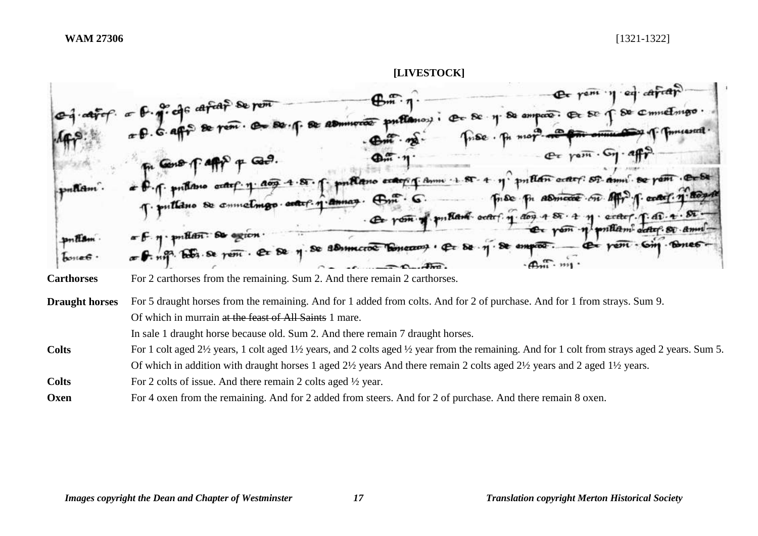## [LIVESTOCK]

| | |
|---|---|
| **Carthorses** | For 2 carthorses from the remaining. Sum 2. And there remain 2 carthorses. |
| **Draught horses** | For 5 draught horses from the remaining. And for 1 added from colts. And for 2 of purchase. And for 1 from strays. Sum 9. |
| | Of which in murrain ~~at the feast of All Saints~~ 1 mare. |
| | In sale 1 draught horse because old. Sum 2. And there remain 7 draught horses. |
| **Colts** | For 1 colt aged 2½ years, 1 colt aged 1½ years, and 2 colts aged ½ year from the remaining. And for 1 colt from strays aged 2 years. Sum 5. |
| | Of which in addition with draught horses 1 aged 2½ years And there remain 2 colts aged 2½ years and 2 aged 1½ years. |
| **Colts** | For 2 colts of issue. And there remain 2 colts aged ½ year. |
| **Oxen** | For 4 oxen from the remaining. And for 2 added from steers. And for 2 of purchase. And there remain 8 oxen. |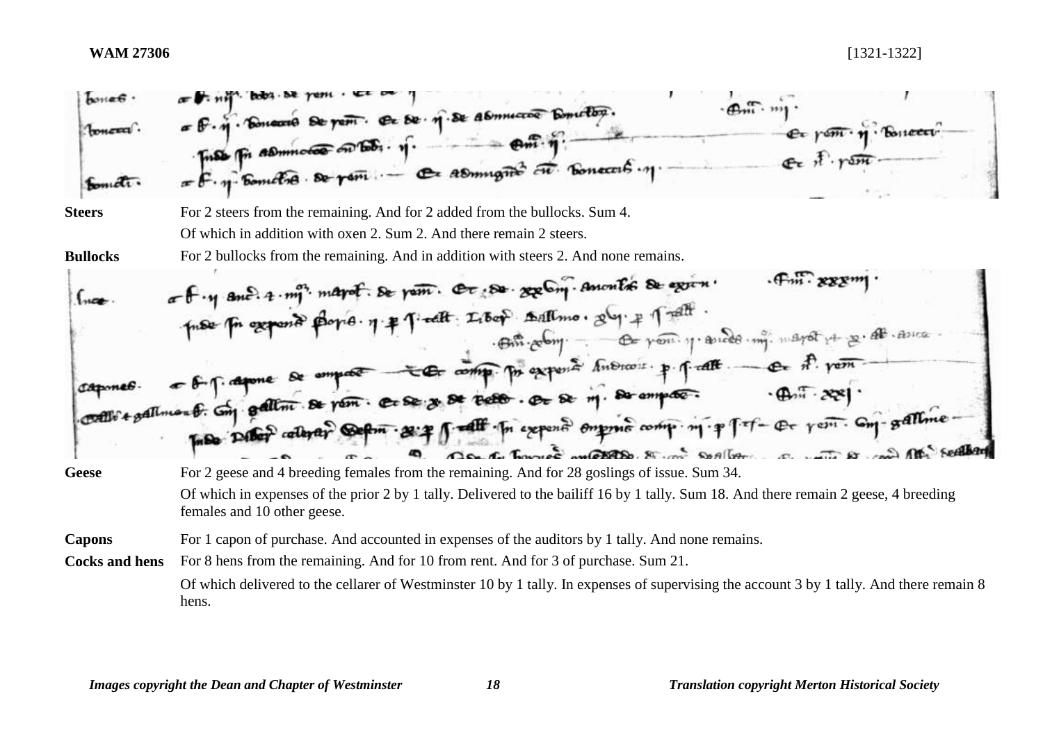| | |
|---|---|
| **Steers** | For 2 steers from the remaining. And for 2 added from the bullocks. Sum 4. |
| | Of which in addition with oxen 2. Sum 2. And there remain 2 steers. |
| **Bullocks** | For 2 bullocks from the remaining. And in addition with steers 2. And none remains. |

| | |
|---|---|
| **Geese** | For 2 geese and 4 breeding females from the remaining. And for 28 goslings of issue. Sum 34. |
| | Of which in expenses of the prior 2 by 1 tally. Delivered to the bailiff 16 by 1 tally. Sum 18. And there remain 2 geese, 4 breeding females and 10 other geese. |
| **Capons** | For 1 capon of purchase. And accounted in expenses of the auditors by 1 tally. And none remains. |
| **Cocks and hens** | For 8 hens from the remaining. And for 10 from rent. And for 3 of purchase. Sum 21. |
| | Of which delivered to the cellarer of Westminster 10 by 1 tally. In expenses of supervising the account 3 by 1 tally. And there remain 8 hens. |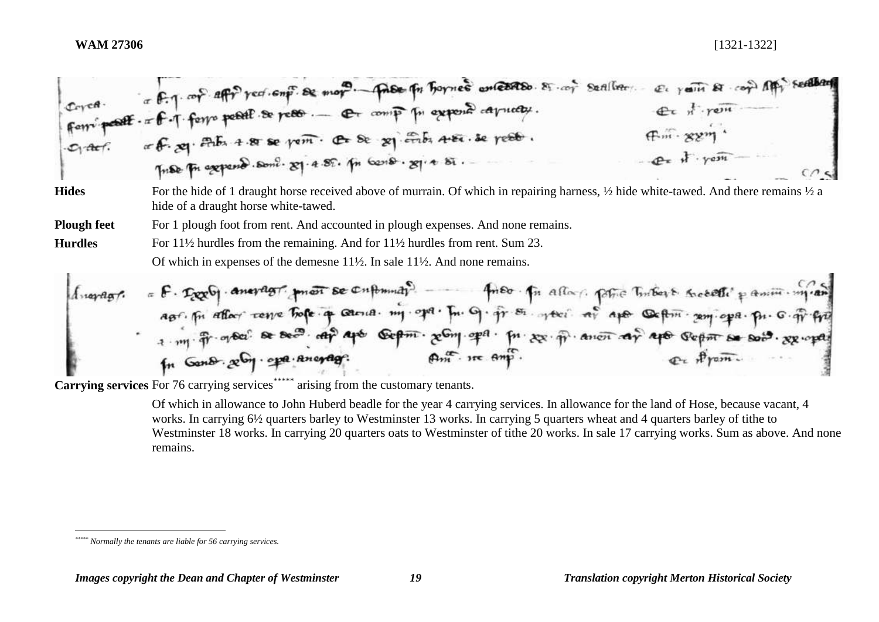**WAM 27306** [1321-1322]

| | |
|---|---|
| **Hides** | For the hide of 1 draught horse received above of murrain. Of which in repairing harness, ½ hide white-tawed. And there remains ½ a hide of a draught horse white-tawed. |
| **Plough feet** | For 1 plough foot from rent. And accounted in plough expenses. And none remains. |
| **Hurdles** | For 11½ hurdles from the remaining. And for 11½ hurdles from rent. Sum 23. |
| | Of which in expenses of the demesne 11½. In sale 11½. And none remains. |
| **Carrying services** | For 76 carrying services[*****] arising from the customary tenants. |
| | Of which in allowance to John Huberd beadle for the year 4 carrying services. In allowance for the land of Hose, because vacant, 4 works. In carrying 6½ quarters barley to Westminster 13 works. In carrying 5 quarters wheat and 4 quarters barley of tithe to Westminster 18 works. In carrying 20 quarters oats to Westminster of tithe 20 works. In sale 17 carrying works. Sum as above. And none remains. |

[*****] *Normally the tenants are liable for 56 carrying services.*

*Images copyright the Dean and Chapter of Westminster* *Translation copyright Merton Historical Society*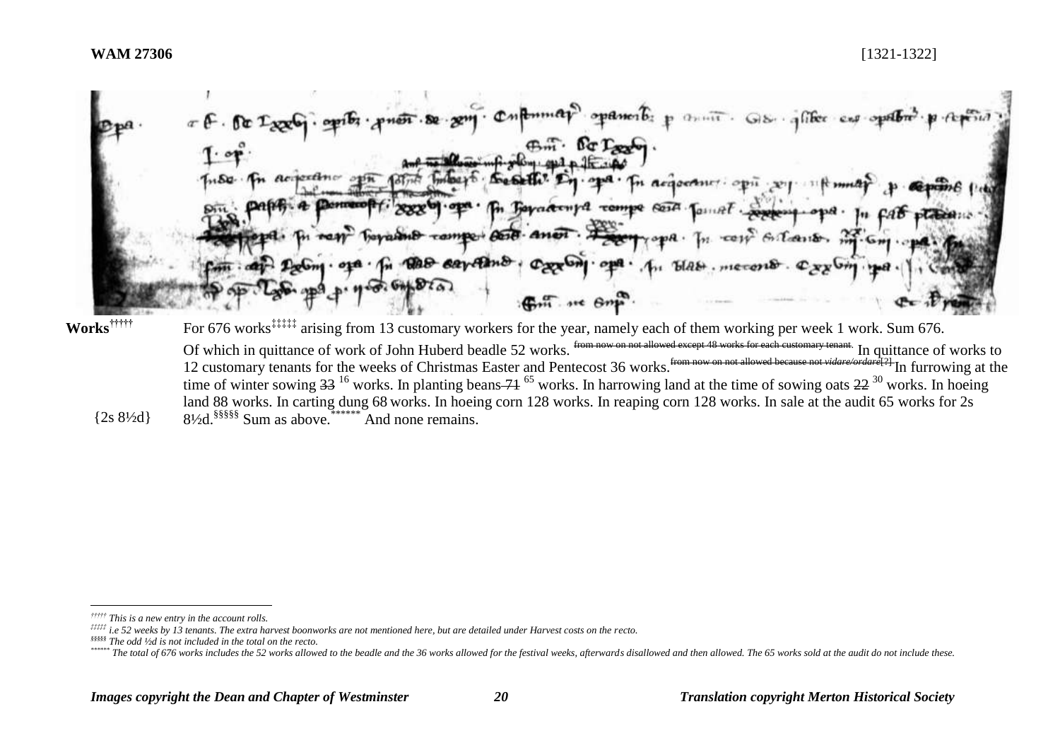**WAM 27306** [1321-1322]

**Works**[†††††] For 676 works[‡‡‡‡‡] arising from 13 customary workers for the year, namely each of them working per week 1 work. Sum 676.

Of which in quittance of work of John Huberd beadle 52 works. ~~from now on not allowed except 48 works for each customary tenant.~~ In quittance of works to 12 customary tenants for the weeks of Christmas Easter and Pentecost 36 works. ~~from now on not allowed because not *vidare/ordare*[?]~~ In furrowing at the time of winter sowing ~~33~~ 16 works. In planting beans ~~71~~ 65 works. In harrowing land at the time of sowing oats ~~22~~ 30 works. In hoeing land 88 works. In carting dung 68 works. In hoeing corn 128 works. In reaping corn 128 works. In sale at the audit 65 works for 2s

{2s 8½d} 8½d.[§§§§§] Sum as above.[******] And none remains.

---

[†††††] *This is a new entry in the account rolls.*

[‡‡‡‡‡] *i.e 52 weeks by 13 tenants. The extra harvest boonworks are not mentioned here, but are detailed under Harvest costs on the recto.*

[§§§§§] *The odd ½d is not included in the total on the recto.*

[******] *The total of 676 works includes the 52 works allowed to the beadle and the 36 works allowed for the festival weeks, afterwards disallowed and then allowed. The 65 works sold at the audit do not include these.*